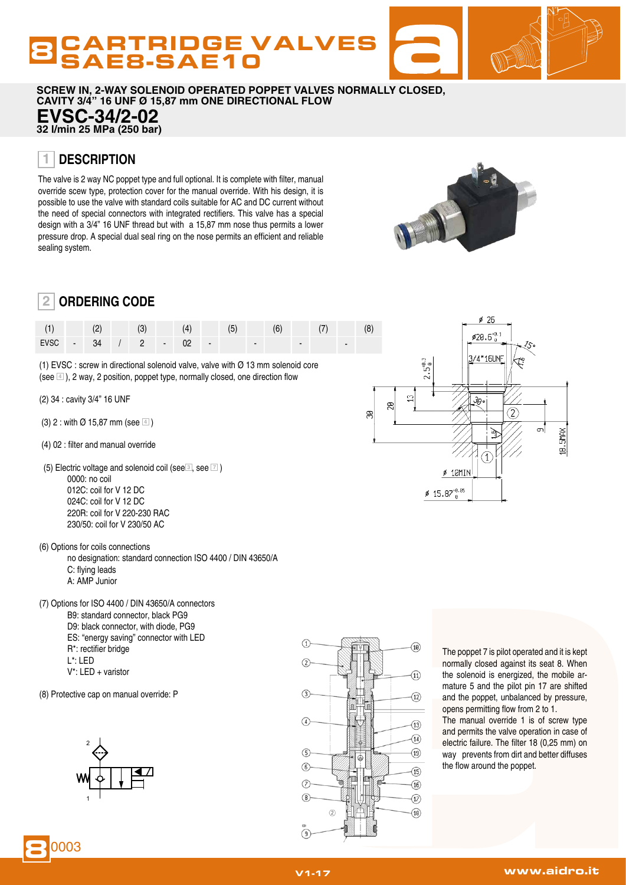# CARTRIDGE VALVES SAE8-SAE10

**SCREW IN, 2-WAY SOLENOID OPERATED POPPET VALVES NORMALLY CLOSED, CAVITY 3/4" 16 UNF Ø 15,87 mm ONE DIRECTIONAL FLOW**

# EVSC-34/2-02

**32 l/min 25 MPa (250 bar)**

## 1 DESCRIPTION

The valve is 2 way NC poppet type and full optional. It is complete with filter, manual override scew type, protection cover for the manual override. With his design, it is possible to use the valve with standard coils suitable for AC and DC current without the need of special connectors with integrated rectifiers. This valve has a special design with a 3/4" 16 UNF thread but with a 15,87 mm nose thus permits a lower pressure drop. A special dual seal ring on the nose permits an efficient and reliable sealing system.

## 2 ORDERING CODE

| (1) | | (2) | | (3) | | (4) | | (5) | | (6) | | (7) | | (8) |
|---|---|---|---|---|---|---|---|---|---|---|---|---|---|---|
| EVSC | - | 34 | / | 2 | - | 02 | - | | - | | - | | - | |

(1) EVSC : screw in directional solenoid valve, valve with Ø 13 mm solenoid core (see 4), 2 way, 2 position, poppet type, normally closed, one direction flow

(2) 34 : cavity 3/4" 16 UNF

(3) 2 : with Ø 15,87 mm (see 4)

(4) 02 : filter and manual override

(5) Electric voltage and solenoid coil (see 3, see 7)
- 0000: no coil
- 012C: coil for V 12 DC
- 024C: coil for V 12 DC
- 220R: coil for V 220-230 RAC
- 230/50: coil for V 230/50 AC

(6) Options for coils connections
- no designation: standard connection ISO 4400 / DIN 43650/A
- C: flying leads
- A: AMP Junior

(7) Options for ISO 4400 / DIN 43650/A connectors
- B9: standard connector, black PG9
- D9: black connector, with diode, PG9
- ES: "energy saving" connector with LED
- R*: rectifier bridge
- L*: LED
- V*: LED + varistor

(8) Protective cap on manual override: P

The poppet 7 is pilot operated and it is kept normally closed against its seat 8. When the solenoid is energized, the mobile armature 5 and the pilot pin 17 are shifted and the poppet, unbalanced by pressure, opens permitting flow from 2 to 1.
The manual override 1 is of screw type and permits the valve operation in case of electric failure. The filter 18 (0,25 mm) on way prevents from dirt and better diffuses the flow around the poppet.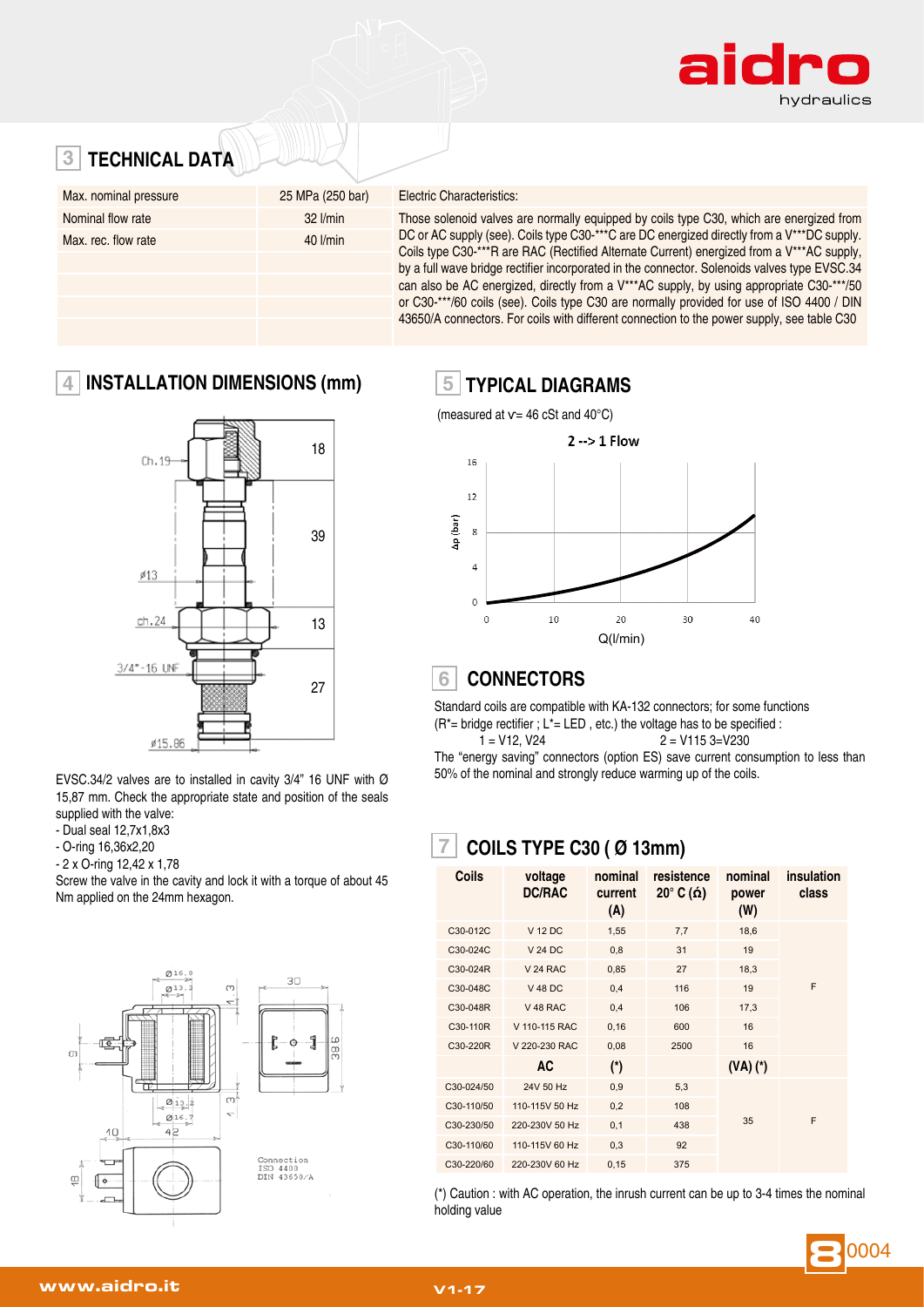## 3 TECHNICAL DATA

| | |
|---|---|
| Max. nominal pressure | 25 MPa (250 bar) |
| Nominal flow rate | 32 l/min |
| Max. rec. flow rate | 40 l/min |

Electric Characteristics:

Those solenoid valves are normally equipped by coils type C30, which are energized from DC or AC supply (see). Coils type C30-***C are DC energized directly from a V***DC supply. Coils type C30-***R are RAC (Rectified Alternate Current) energized from a V***AC supply, by a full wave bridge rectifier incorporated in the connector. Solenoids valves type EVSC.34 can also be AC energized, directly from a V***AC supply, by using appropriate C30-***/50 or C30-***/60 coils (see). Coils type C30 are normally provided for use of ISO 4400 / DIN 43650/A connectors. For coils with different connection to the power supply, see table C30

## 4 INSTALLATION DIMENSIONS (mm)

Ch.19
18
39
ø13
ch.24
13
3/4"-16 UNF
27
ø15.86

EVSC.34/2 valves are to installed in cavity 3/4" 16 UNF with Ø 15,87 mm. Check the appropriate state and position of the seals supplied with the valve:

- Dual seal 12,7x1,8x3
- O-ring 16,36x2,20
- 2 x O-ring 12,42 x 1,78

Screw the valve in the cavity and lock it with a torque of about 45 Nm applied on the 24mm hexagon.

Ø16.8
Ø13.2
13
30
9
38.6
Ø13.2
13
Ø16.7
42
40
18
Connection
ISO 4400
DIN 43650/A

## 5 TYPICAL DIAGRAMS

(measured at ν= 46 cSt and 40°C)

2 --> 1 Flow

Δp (bar)
16
12
8
4
0
0
10
20
30
40
Q(l/min)

## 6 CONNECTORS

Standard coils are compatible with KA-132 connectors; for some functions (R*= bridge rectifier ; L*= LED , etc.) the voltage has to be specified :

1 = V12, V24 2 = V115 3=V230

The "energy saving" connectors (option ES) save current consumption to less than 50% of the nominal and strongly reduce warming up of the coils.

## 7 COILS TYPE C30 ( Ø 13mm)

| Coils | voltage DC/RAC | nominal current (A) | resistence 20° C (Ω) | nominal power (W) | insulation class |
|---|---|---|---|---|---|
| C30-012C | V 12 DC | 1,55 | 7,7 | 18,6 | F |
| C30-024C | V 24 DC | 0,8 | 31 | 19 | |
| C30-024R | V 24 RAC | 0,85 | 27 | 18,3 | |
| C30-048C | V 48 DC | 0,4 | 116 | 19 | |
| C30-048R | V 48 RAC | 0,4 | 106 | 17,3 | |
| C30-110R | V 110-115 RAC | 0,16 | 600 | 16 | |
| C30-220R | V 220-230 RAC | 0,08 | 2500 | 16 | |
| | AC | (*) | | (VA) (*) | |
| C30-024/50 | 24V 50 Hz | 0,9 | 5,3 | 35 | F |
| C30-110/50 | 110-115V 50 Hz | 0,2 | 108 | | |
| C30-230/50 | 220-230V 50 Hz | 0,1 | 438 | | |
| C30-110/60 | 110-115V 60 Hz | 0,3 | 92 | | |
| C30-220/60 | 220-230V 60 Hz | 0,15 | 375 | | |

(*) Caution : with AC operation, the inrush current can be up to 3-4 times the nominal holding value